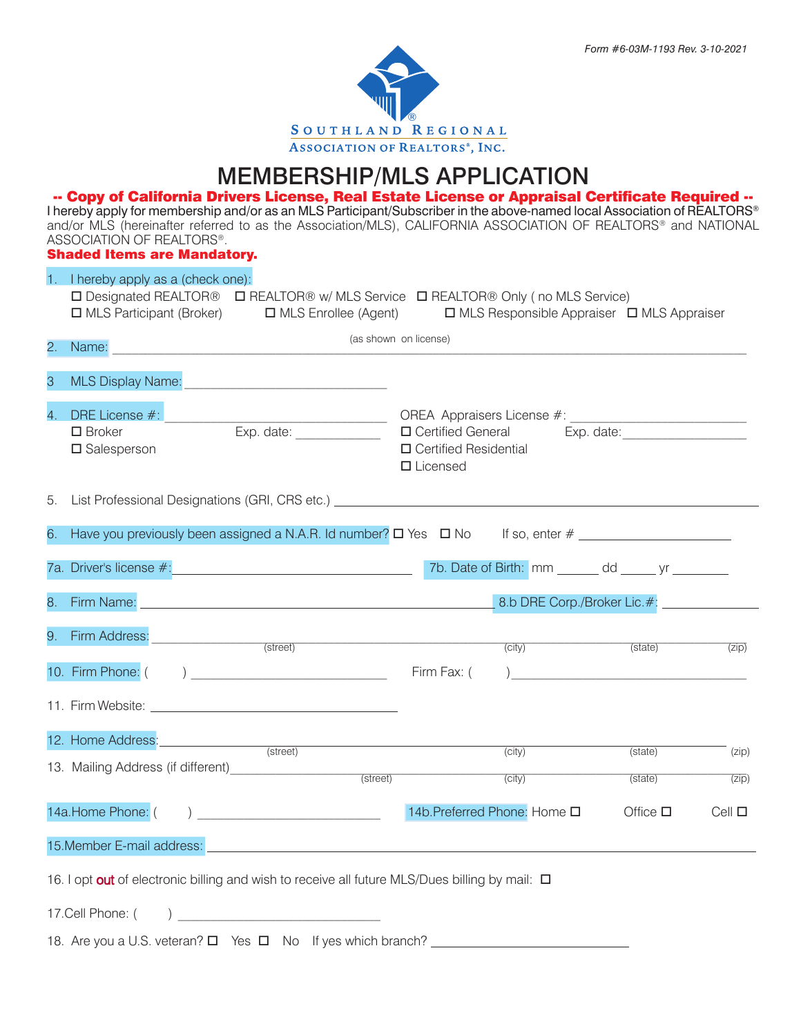*Form #6-03M-1193 Rev. 3-10-2021*

SOUTHLAND REGIONAL
ASSOCIATION OF REALTORS®, INC.

# MEMBERSHIP/MLS APPLICATION

**-- Copy of California Drivers License, Real Estate License or Appraisal Certificate Required --**

I hereby apply for membership and/or as an MLS Participant/Subscriber in the above-named local Association of REALTORS® and/or MLS (hereinafter referred to as the Association/MLS), CALIFORNIA ASSOCIATION OF REALTORS® and NATIONAL ASSOCIATION OF REALTORS®.

**Shaded Items are Mandatory.**

1. I hereby apply as a (check one):
   ☐ Designated REALTOR® ☐ REALTOR® w/ MLS Service ☐ REALTOR® Only ( no MLS Service)
   ☐ MLS Participant (Broker) ☐ MLS Enrollee (Agent) ☐ MLS Responsible Appraiser ☐ MLS Appraiser

2. Name: ______________________________ (as shown on license)

3 MLS Display Name: ______________________________

4. DRE License #: ______________________________ OREA Appraisers License #: ______________________________
   ☐ Broker Exp. date: ____________ ☐ Certified General Exp. date: ____________
   ☐ Salesperson ☐ Certified Residential
   ☐ Licensed

5. List Professional Designations (GRI, CRS etc.) ______________________________

6. Have you previously been assigned a N.A.R. Id number? ☐ Yes ☐ No If so, enter # ____________

7a. Driver's license #: ______________________________ 7b. Date of Birth: mm ______ dd _____ yr ________

8. Firm Name: ______________________________ 8.b DRE Corp./Broker Lic.#: ____________

9. Firm Address: ______________________________
   (street) (city) (state) (zip)

10. Firm Phone: ( ) ______________________________ Firm Fax: ( ) ______________________________

11. Firm Website: ______________________________

12. Home Address: ______________________________
    (street) (city) (state) (zip)

13. Mailing Address (if different) ______________________________
    (street) (city) (state) (zip)

14a.Home Phone: ( ) ______________________________ 14b.Preferred Phone: Home ☐ Office ☐ Cell ☐

15.Member E-mail address: ______________________________

16. I opt out of electronic billing and wish to receive all future MLS/Dues billing by mail: ☐

17.Cell Phone: ( ) ______________________________

18. Are you a U.S. veteran? ☐ Yes ☐ No If yes which branch? ______________________________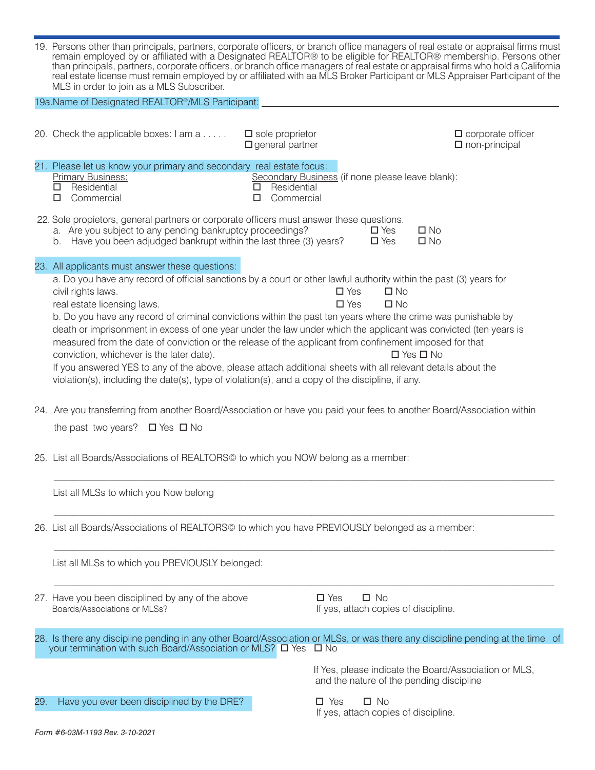19. Persons other than principals, partners, corporate officers, or branch office managers of real estate or appraisal firms must remain employed by or affiliated with a Designated REALTOR® to be eligible for REALTOR® membership. Persons other than principals, partners, corporate officers, or branch office managers of real estate or appraisal firms who hold a California real estate license must remain employed by or affiliated with aa MLS Broker Participant or MLS Appraiser Participant of the MLS in order to join as a MLS Subscriber.

19a. Name of Designated REALTOR®/MLS Participant: ______________________________

20. Check the applicable boxes: I am a . . . . .
    - ☐ sole proprietor
    - ☐ general partner
    - ☐ corporate officer
    - ☐ non-principal

21. Please let us know your primary and secondary real estate focus:

    Primary Business:
    - ☐ Residential
    - ☐ Commercial

    Secondary Business (if none please leave blank):
    - ☐ Residential
    - ☐ Commercial

22. Sole propietors, general partners or corporate officers must answer these questions.
    a. Are you subject to any pending bankruptcy proceedings? ☐ Yes ☐ No
    b. Have you been adjudged bankrupt within the last three (3) years? ☐ Yes ☐ No

23. All applicants must answer these questions:
    a. Do you have any record of official sanctions by a court or other lawful authority within the past (3) years for
    civil rights laws. ☐ Yes ☐ No
    real estate licensing laws. ☐ Yes ☐ No
    b. Do you have any record of criminal convictions within the past ten years where the crime was punishable by death or imprisonment in excess of one year under the law under which the applicant was convicted (ten years is measured from the date of conviction or the release of the applicant from confinement imposed for that conviction, whichever is the later date). ☐ Yes ☐ No
    If you answered YES to any of the above, please attach additional sheets with all relevant details about the violation(s), including the date(s), type of violation(s), and a copy of the discipline, if any.

24. Are you transferring from another Board/Association or have you paid your fees to another Board/Association within the past two years? ☐ Yes ☐ No

25. List all Boards/Associations of REALTORS© to which you NOW belong as a member:

    ______________________________

    List all MLSs to which you Now belong

    ______________________________

26. List all Boards/Associations of REALTORS© to which you have PREVIOUSLY belonged as a member:

    ______________________________

    List all MLSs to which you PREVIOUSLY belonged:

    ______________________________

27. Have you been disciplined by any of the above Boards/Associations or MLSs? ☐ Yes ☐ No
    If yes, attach copies of discipline.

28. Is there any discipline pending in any other Board/Association or MLSs, or was there any discipline pending at the time of your termination with such Board/Association or MLS? ☐ Yes ☐ No
    If Yes, please indicate the Board/Association or MLS, and the nature of the pending discipline

29. Have you ever been disciplined by the DRE? ☐ Yes ☐ No
    If yes, attach copies of discipline.

*Form #6-03M-1193 Rev. 3-10-2021*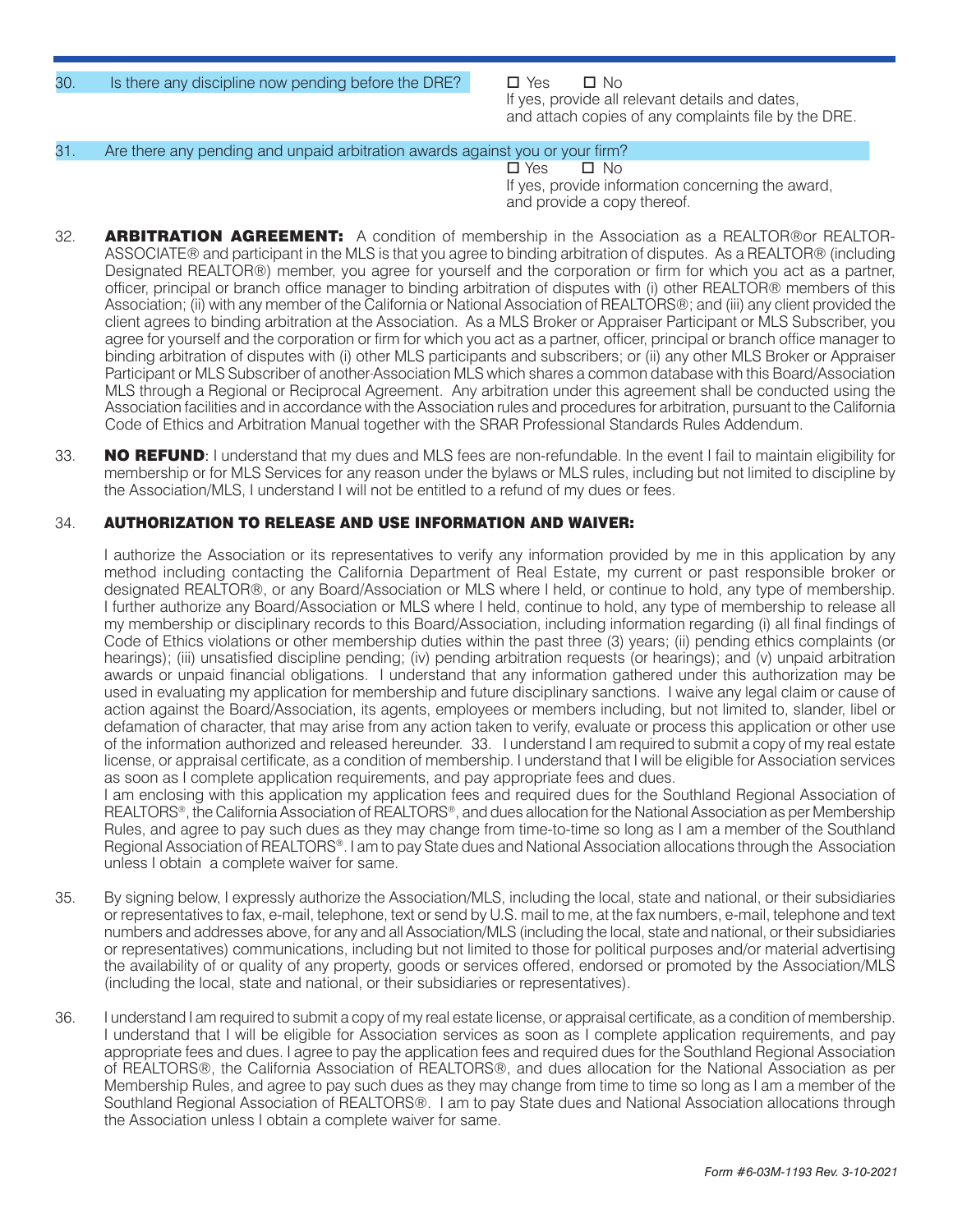30. Is there any discipline now pending before the DRE? ☐ Yes ☐ No
If yes, provide all relevant details and dates, and attach copies of any complaints file by the DRE.

31. Are there any pending and unpaid arbitration awards against you or your firm? ☐ Yes ☐ No
If yes, provide information concerning the award, and provide a copy thereof.

32. **ARBITRATION AGREEMENT:** A condition of membership in the Association as a REALTOR®or REALTOR-ASSOCIATE® and participant in the MLS is that you agree to binding arbitration of disputes. As a REALTOR® (including Designated REALTOR®) member, you agree for yourself and the corporation or firm for which you act as a partner, officer, principal or branch office manager to binding arbitration of disputes with (i) other REALTOR® members of this Association; (ii) with any member of the California or National Association of REALTORS®; and (iii) any client provided the client agrees to binding arbitration at the Association. As a MLS Broker or Appraiser Participant or MLS Subscriber, you agree for yourself and the corporation or firm for which you act as a partner, officer, principal or branch office manager to binding arbitration of disputes with (i) other MLS participants and subscribers; or (ii) any other MLS Broker or Appraiser Participant or MLS Subscriber of another Association MLS which shares a common database with this Board/Association MLS through a Regional or Reciprocal Agreement. Any arbitration under this agreement shall be conducted using the Association facilities and in accordance with the Association rules and procedures for arbitration, pursuant to the California Code of Ethics and Arbitration Manual together with the SRAR Professional Standards Rules Addendum.

33. **NO REFUND**: I understand that my dues and MLS fees are non-refundable. In the event I fail to maintain eligibility for membership or for MLS Services for any reason under the bylaws or MLS rules, including but not limited to discipline by the Association/MLS, I understand I will not be entitled to a refund of my dues or fees.

34. **AUTHORIZATION TO RELEASE AND USE INFORMATION AND WAIVER:**

I authorize the Association or its representatives to verify any information provided by me in this application by any method including contacting the California Department of Real Estate, my current or past responsible broker or designated REALTOR®, or any Board/Association or MLS where I held, or continue to hold, any type of membership. I further authorize any Board/Association or MLS where I held, continue to hold, any type of membership to release all my membership or disciplinary records to this Board/Association, including information regarding (i) all final findings of Code of Ethics violations or other membership duties within the past three (3) years; (ii) pending ethics complaints (or hearings); (iii) unsatisfied discipline pending; (iv) pending arbitration requests (or hearings); and (v) unpaid arbitration awards or unpaid financial obligations. I understand that any information gathered under this authorization may be used in evaluating my application for membership and future disciplinary sanctions. I waive any legal claim or cause of action against the Board/Association, its agents, employees or members including, but not limited to, slander, libel or defamation of character, that may arise from any action taken to verify, evaluate or process this application or other use of the information authorized and released hereunder. 33. I understand I am required to submit a copy of my real estate license, or appraisal certificate, as a condition of membership. I understand that I will be eligible for Association services as soon as I complete application requirements, and pay appropriate fees and dues.
I am enclosing with this application my application fees and required dues for the Southland Regional Association of REALTORS®, the California Association of REALTORS®, and dues allocation for the National Association as per Membership Rules, and agree to pay such dues as they may change from time-to-time so long as I am a member of the Southland Regional Association of REALTORS®. I am to pay State dues and National Association allocations through the Association unless I obtain a complete waiver for same.

35. By signing below, I expressly authorize the Association/MLS, including the local, state and national, or their subsidiaries or representatives to fax, e-mail, telephone, text or send by U.S. mail to me, at the fax numbers, e-mail, telephone and text numbers and addresses above, for any and all Association/MLS (including the local, state and national, or their subsidiaries or representatives) communications, including but not limited to those for political purposes and/or material advertising the availability of or quality of any property, goods or services offered, endorsed or promoted by the Association/MLS (including the local, state and national, or their subsidiaries or representatives).

36. I understand I am required to submit a copy of my real estate license, or appraisal certificate, as a condition of membership. I understand that I will be eligible for Association services as soon as I complete application requirements, and pay appropriate fees and dues. I agree to pay the application fees and required dues for the Southland Regional Association of REALTORS®, the California Association of REALTORS®, and dues allocation for the National Association as per Membership Rules, and agree to pay such dues as they may change from time to time so long as I am a member of the Southland Regional Association of REALTORS®. I am to pay State dues and National Association allocations through the Association unless I obtain a complete waiver for same.

*Form #6-03M-1193 Rev. 3-10-2021*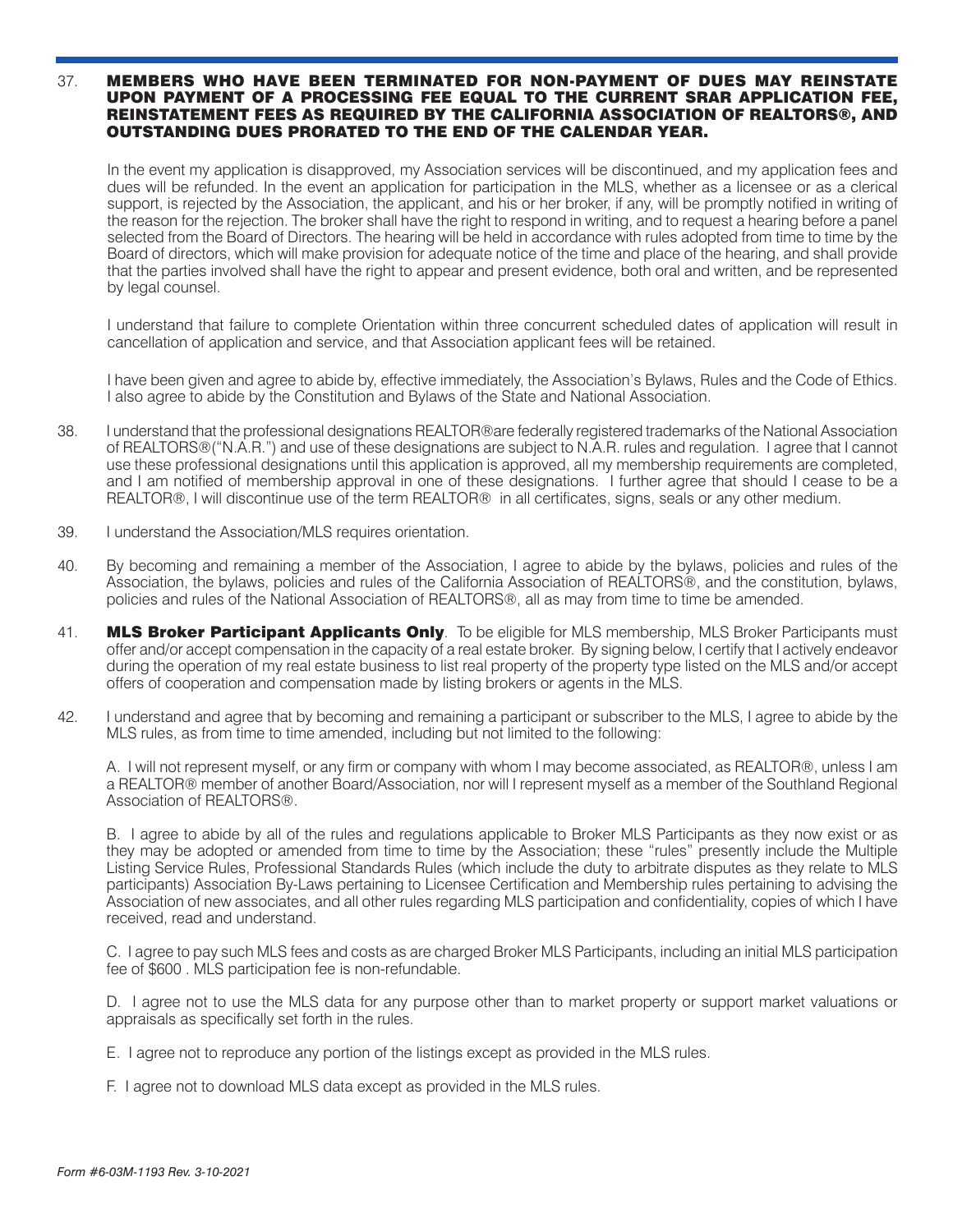37. **MEMBERS WHO HAVE BEEN TERMINATED FOR NON-PAYMENT OF DUES MAY REINSTATE UPON PAYMENT OF A PROCESSING FEE EQUAL TO THE CURRENT SRAR APPLICATION FEE, REINSTATEMENT FEES AS REQUIRED BY THE CALIFORNIA ASSOCIATION OF REALTORS®, AND OUTSTANDING DUES PRORATED TO THE END OF THE CALENDAR YEAR.**

    In the event my application is disapproved, my Association services will be discontinued, and my application fees and dues will be refunded. In the event an application for participation in the MLS, whether as a licensee or as a clerical support, is rejected by the Association, the applicant, and his or her broker, if any, will be promptly notified in writing of the reason for the rejection. The broker shall have the right to respond in writing, and to request a hearing before a panel selected from the Board of Directors. The hearing will be held in accordance with rules adopted from time to time by the Board of directors, which will make provision for adequate notice of the time and place of the hearing, and shall provide that the parties involved shall have the right to appear and present evidence, both oral and written, and be represented by legal counsel.

    I understand that failure to complete Orientation within three concurrent scheduled dates of application will result in cancellation of application and service, and that Association applicant fees will be retained.

    I have been given and agree to abide by, effective immediately, the Association's Bylaws, Rules and the Code of Ethics. I also agree to abide by the Constitution and Bylaws of the State and National Association.

38. I understand that the professional designations REALTOR®are federally registered trademarks of the National Association of REALTORS®("N.A.R.") and use of these designations are subject to N.A.R. rules and regulation. I agree that I cannot use these professional designations until this application is approved, all my membership requirements are completed, and I am notified of membership approval in one of these designations. I further agree that should I cease to be a REALTOR®, I will discontinue use of the term REALTOR® in all certificates, signs, seals or any other medium.

39. I understand the Association/MLS requires orientation.

40. By becoming and remaining a member of the Association, I agree to abide by the bylaws, policies and rules of the Association, the bylaws, policies and rules of the California Association of REALTORS®, and the constitution, bylaws, policies and rules of the National Association of REALTORS®, all as may from time to time be amended.

41. **MLS Broker Participant Applicants Only**. To be eligible for MLS membership, MLS Broker Participants must offer and/or accept compensation in the capacity of a real estate broker. By signing below, I certify that I actively endeavor during the operation of my real estate business to list real property of the property type listed on the MLS and/or accept offers of cooperation and compensation made by listing brokers or agents in the MLS.

42. I understand and agree that by becoming and remaining a participant or subscriber to the MLS, I agree to abide by the MLS rules, as from time to time amended, including but not limited to the following:

    A. I will not represent myself, or any firm or company with whom I may become associated, as REALTOR®, unless I am a REALTOR® member of another Board/Association, nor will I represent myself as a member of the Southland Regional Association of REALTORS®.

    B. I agree to abide by all of the rules and regulations applicable to Broker MLS Participants as they now exist or as they may be adopted or amended from time to time by the Association; these "rules" presently include the Multiple Listing Service Rules, Professional Standards Rules (which include the duty to arbitrate disputes as they relate to MLS participants) Association By-Laws pertaining to Licensee Certification and Membership rules pertaining to advising the Association of new associates, and all other rules regarding MLS participation and confidentiality, copies of which I have received, read and understand.

    C. I agree to pay such MLS fees and costs as are charged Broker MLS Participants, including an initial MLS participation fee of $600 . MLS participation fee is non-refundable.

    D. I agree not to use the MLS data for any purpose other than to market property or support market valuations or appraisals as specifically set forth in the rules.

    E. I agree not to reproduce any portion of the listings except as provided in the MLS rules.

    F. I agree not to download MLS data except as provided in the MLS rules.

*Form #6-03M-1193 Rev. 3-10-2021*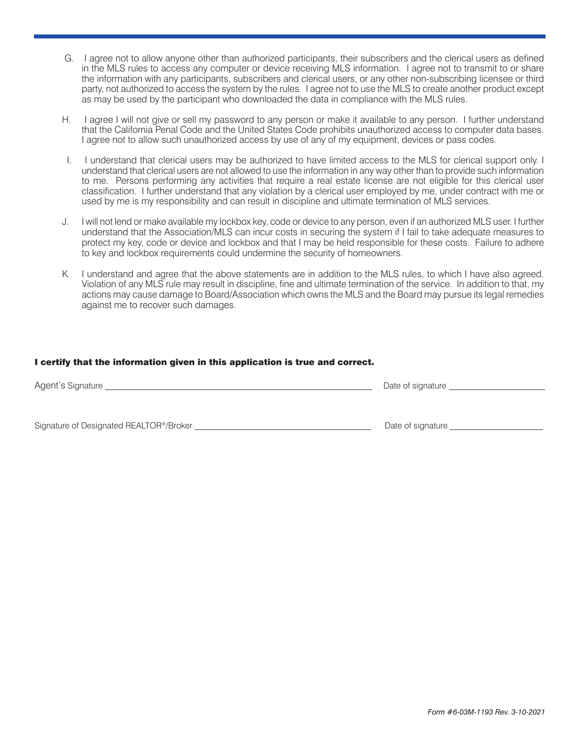G. I agree not to allow anyone other than authorized participants, their subscribers and the clerical users as defined in the MLS rules to access any computer or device receiving MLS information. I agree not to transmit to or share the information with any participants, subscribers and clerical users, or any other non-subscribing licensee or third party, not authorized to access the system by the rules. I agree not to use the MLS to create another product except as may be used by the participant who downloaded the data in compliance with the MLS rules.

H. I agree I will not give or sell my password to any person or make it available to any person. I further understand that the California Penal Code and the United States Code prohibits unauthorized access to computer data bases. I agree not to allow such unauthorized access by use of any of my equipment, devices or pass codes.

I. I understand that clerical users may be authorized to have limited access to the MLS for clerical support only. I understand that clerical users are not allowed to use the information in any way other than to provide such information to me. Persons performing any activities that require a real estate license are not eligible for this clerical user classification. I further understand that any violation by a clerical user employed by me, under contract with me or used by me is my responsibility and can result in discipline and ultimate termination of MLS services.

J. I will not lend or make available my lockbox key, code or device to any person, even if an authorized MLS user. I further understand that the Association/MLS can incur costs in securing the system if I fail to take adequate measures to protect my key, code or device and lockbox and that I may be held responsible for these costs. Failure to adhere to key and lockbox requirements could undermine the security of homeowners.

K I understand and agree that the above statements are in addition to the MLS rules, to which I have also agreed. Violation of any MLS rule may result in discipline, fine and ultimate termination of the service. In addition to that, my actions may cause damage to Board/Association which owns the MLS and the Board may pursue its legal remedies against me to recover such damages.

**I certify that the information given in this application is true and correct.**

Agent's Signature ____________________________________________ Date of signature ____________________

Signature of Designated REALTOR®/Broker ______________________________ Date of signature ____________________

*Form #6-03M-1193 Rev. 3-10-2021*